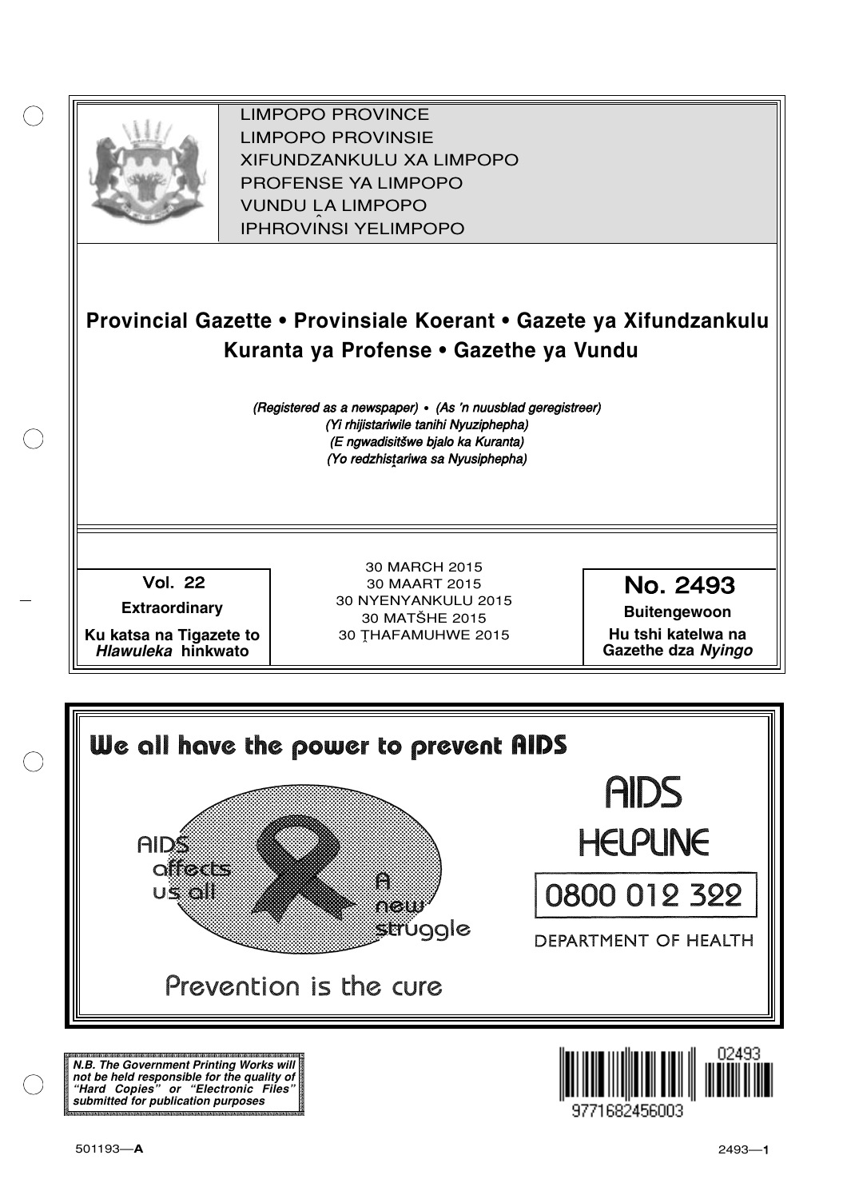LIMPOPO PROVINCE
LIMPOPO PROVINSIE
XIFUNDZANKULU XA LIMPOPO
PROFENSE YA LIMPOPO
VUNDU LA LIMPOPO
IPHROVINSI YELIMPOPO

# Provincial Gazette • Provinsiale Koerant • Gazete ya Xifundzankulu Kuranta ya Profense • Gazethe ya Vundu

*(Registered as a newspaper) • (As 'n nuusblad geregistreer)*
*(Yi rhijistariwile tanihi Nyuziphepha)*
*(E ngwadisitšwe bjalo ka Kuranta)*
*(Yo redzhistariwa sa Nyusiphepha)*

**Vol. 22**

**Extraordinary**

**Ku katsa na Tigazete to *Hlawuleka* hinkwato**

30 MARCH 2015
30 MAART 2015
30 NYENYANKULU 2015
30 MATŠHE 2015
30 ṮHAFAMUHWE 2015

**No. 2493**

**Buitengewoon**

**Hu tshi katelwa na Gazethe dza *Nyingo***

**We all have the power to prevent AIDS**

AIDS affects us all

A new struggle

Prevention is the cure

AIDS HELPLINE

0800 012 322

DEPARTMENT OF HEALTH

***N.B. The Government Printing Works will not be held responsible for the quality of "Hard Copies" or "Electronic Files" submitted for publication purposes***

02493

9771682456003

501193—A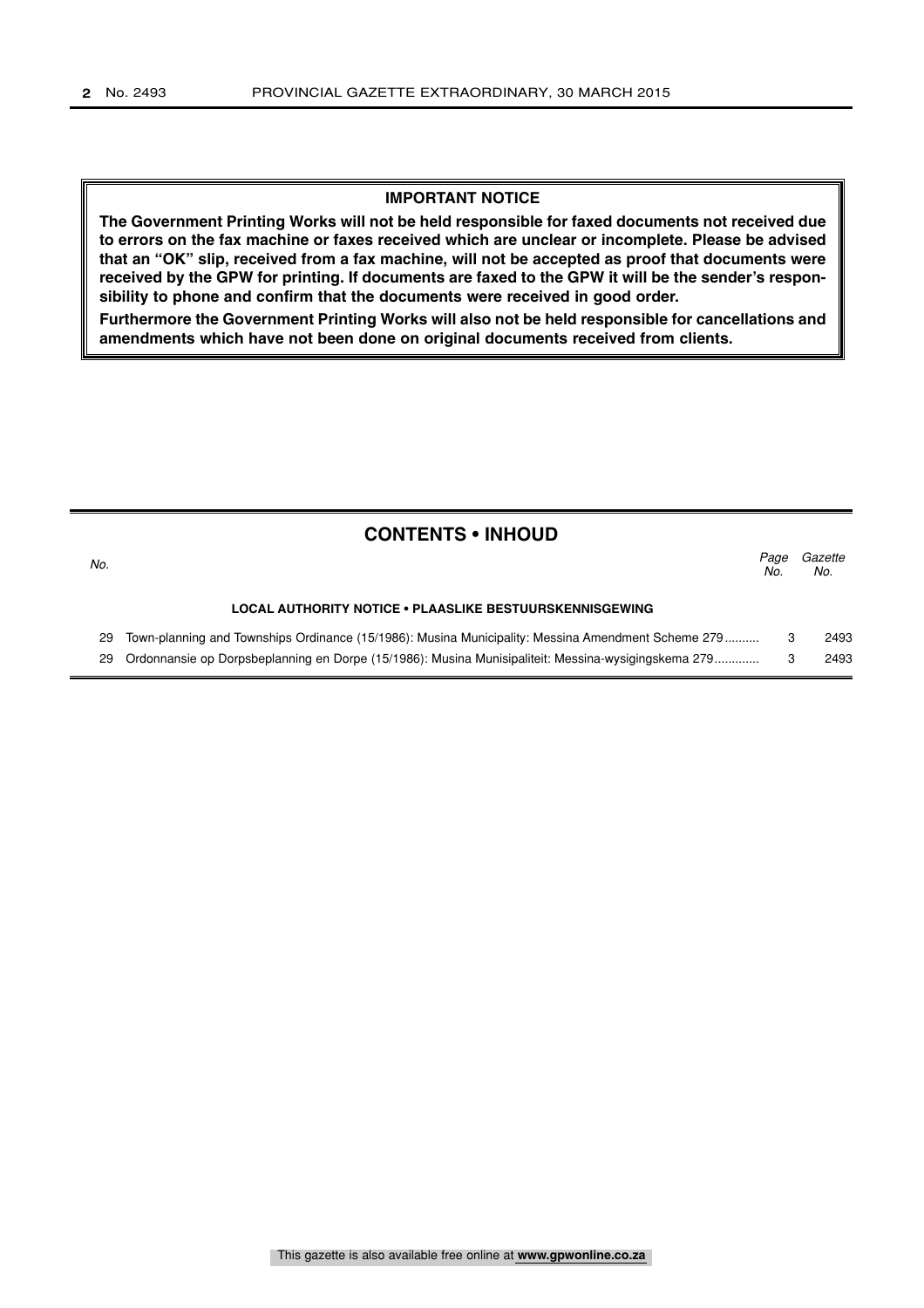## IMPORTANT NOTICE

**The Government Printing Works will not be held responsible for faxed documents not received due to errors on the fax machine or faxes received which are unclear or incomplete. Please be advised that an "OK" slip, received from a fax machine, will not be accepted as proof that documents were received by the GPW for printing. If documents are faxed to the GPW it will be the sender's responsibility to phone and confirm that the documents were received in good order.**

**Furthermore the Government Printing Works will also not be held responsible for cancellations and amendments which have not been done on original documents received from clients.**

## CONTENTS • INHOUD

| *No.* | | *Page No.* | *Gazette No.* |
|---|---|---|---|
| | **LOCAL AUTHORITY NOTICE • PLAASLIKE BESTUURSKENNISGEWING** | | |
| 29 | Town-planning and Townships Ordinance (15/1986): Musina Municipality: Messina Amendment Scheme 279.......... | 3 | 2493 |
| 29 | Ordonnansie op Dorpsbeplanning en Dorpe (15/1986): Musina Munisipaliteit: Messina-wysigingskema 279............ | 3 | 2493 |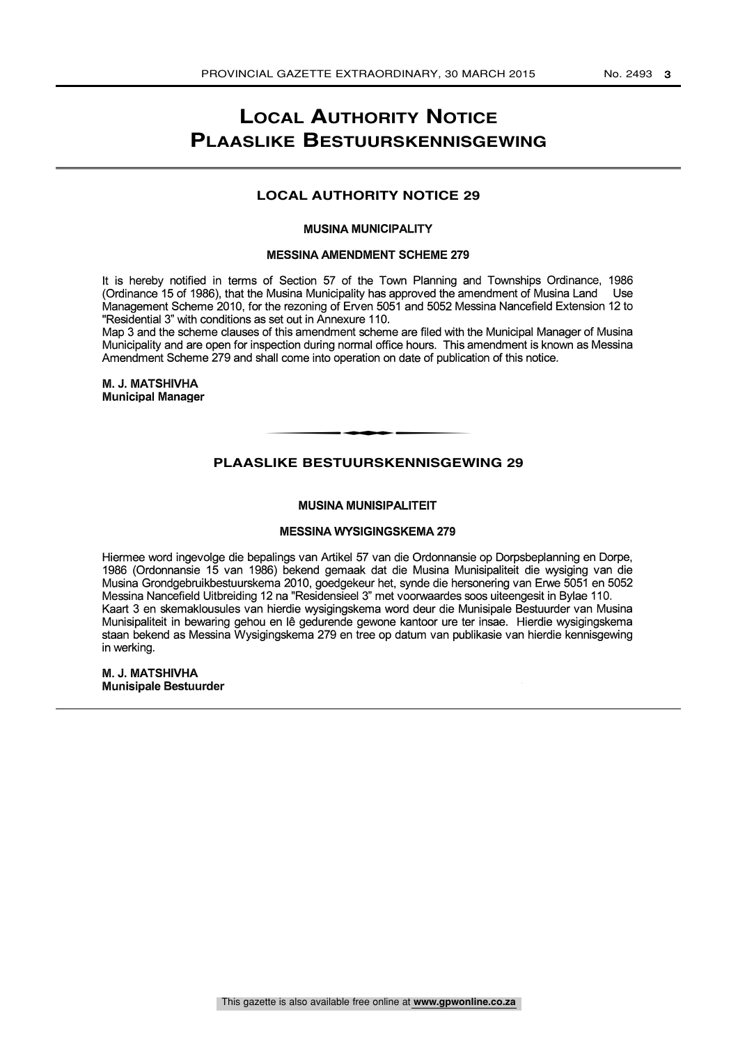# Local Authority Notice
# Plaaslike Bestuurskennisgewing

## LOCAL AUTHORITY NOTICE 29

### MUSINA MUNICIPALITY

### MESSINA AMENDMENT SCHEME 279

It is hereby notified in terms of Section 57 of the Town Planning and Townships Ordinance, 1986 (Ordinance 15 of 1986), that the Musina Municipality has approved the amendment of Musina Land Use Management Scheme 2010, for the rezoning of Erven 5051 and 5052 Messina Nancefield Extension 12 to "Residential 3" with conditions as set out in Annexure 110.

Map 3 and the scheme clauses of this amendment scheme are filed with the Municipal Manager of Musina Municipality and are open for inspection during normal office hours. This amendment is known as Messina Amendment Scheme 279 and shall come into operation on date of publication of this notice.

**M. J. MATSHIVHA**
**Municipal Manager**

---

## PLAASLIKE BESTUURSKENNISGEWING 29

### MUSINA MUNISIPALITEIT

### MESSINA WYSIGINGSKEMA 279

Hiermee word ingevolge die bepalings van Artikel 57 van die Ordonnansie op Dorpsbeplanning en Dorpe, 1986 (Ordonnansie 15 van 1986) bekend gemaak dat die Musina Munisipaliteit die wysiging van die Musina Grondgebruikbestuurskema 2010, goedgekeur het, synde die hersonering van Erwe 5051 en 5052 Messina Nancefield Uitbreiding 12 na "Residensieel 3" met voorwaardes soos uiteengesit in Bylae 110.

Kaart 3 en skemaklousules van hierdie wysigingskema word deur die Munisipale Bestuurder van Musina Munisipaliteit in bewaring gehou en lê gedurende gewone kantoor ure ter insae. Hierdie wysigingskema staan bekend as Messina Wysigingskema 279 en tree op datum van publikasie van hierdie kennisgewing in werking.

**M. J. MATSHIVHA**
**Munisipale Bestuurder**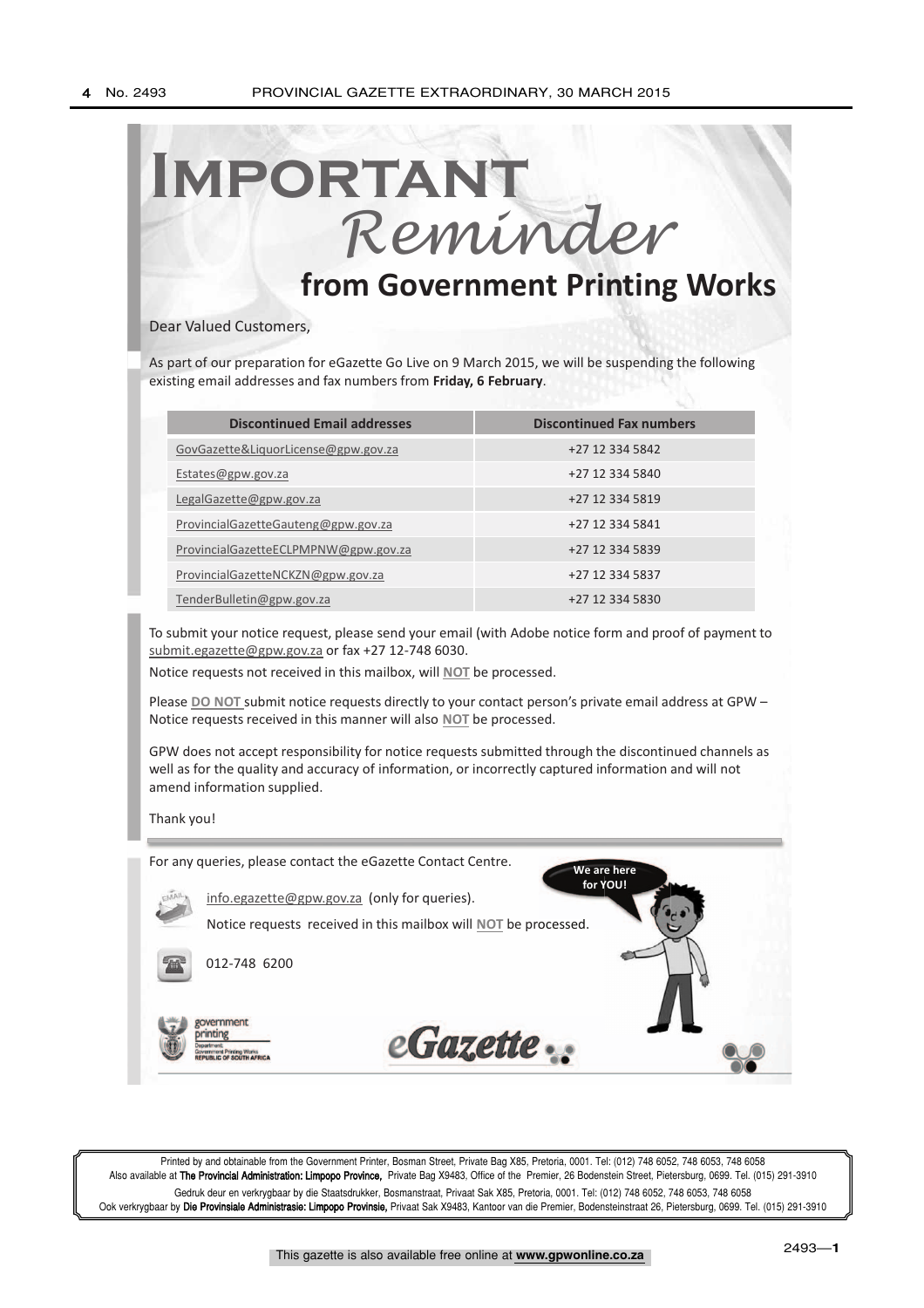# IMPORTANT *Reminder*

## from Government Printing Works

Dear Valued Customers,

As part of our preparation for eGazette Go Live on 9 March 2015, we will be suspending the following existing email addresses and fax numbers from **Friday, 6 February**.

| Discontinued Email addresses | Discontinued Fax numbers |
|---|---|
| GovGazette&LiquorLicense@gpw.gov.za | +27 12 334 5842 |
| Estates@gpw.gov.za | +27 12 334 5840 |
| LegalGazette@gpw.gov.za | +27 12 334 5819 |
| ProvincialGazetteGauteng@gpw.gov.za | +27 12 334 5841 |
| ProvincialGazetteECLPMPNW@gpw.gov.za | +27 12 334 5839 |
| ProvincialGazetteNCKZN@gpw.gov.za | +27 12 334 5837 |
| TenderBulletin@gpw.gov.za | +27 12 334 5830 |

To submit your notice request, please send your email (with Adobe notice form and proof of payment to submit.egazette@gpw.gov.za or fax +27 12-748 6030.

Notice requests not received in this mailbox, will **NOT** be processed.

Please **DO NOT** submit notice requests directly to your contact person's private email address at GPW – Notice requests received in this manner will also **NOT** be processed.

GPW does not accept responsibility for notice requests submitted through the discontinued channels as well as for the quality and accuracy of information, or incorrectly captured information and will not amend information supplied.

Thank you!

For any queries, please contact the eGazette Contact Centre.

We are here for YOU!

info.egazette@gpw.gov.za (only for queries).

Notice requests received in this mailbox will **NOT** be processed.

012-748 6200

government printing  
Department: Government Printing Works  
REPUBLIC OF SOUTH AFRICA

eGazette

Printed by and obtainable from the Government Printer, Bosman Street, Private Bag X85, Pretoria, 0001. Tel: (012) 748 6052, 748 6053, 748 6058
Also available at **The Provincial Administration: Limpopo Province,** Private Bag X9483, Office of the Premier, 26 Bodenstein Street, Pietersburg, 0699. Tel. (015) 291-3910

Gedruk deur en verkrygbaar by die Staatsdrukker, Bosmanstraat, Privaat Sak X85, Pretoria, 0001. Tel: (012) 748 6052, 748 6053, 748 6058
Ook verkrygbaar by **Die Provinsiale Administrasie: Limpopo Provinsie,** Privaat Sak X9483, Kantoor van die Premier, Bodensteinstraat 26, Pietersburg, 0699. Tel. (015) 291-3910